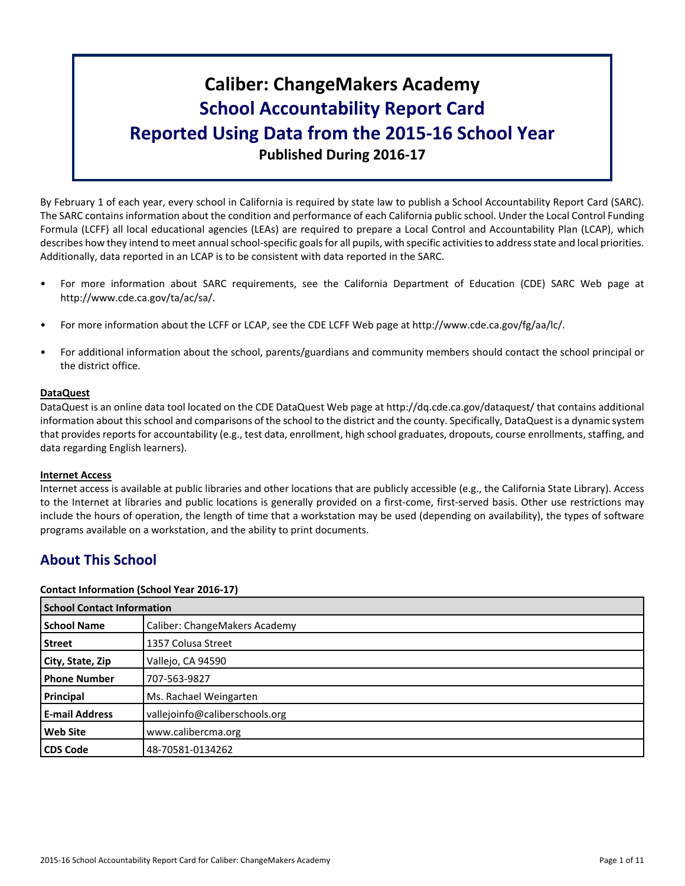# Caliber: ChangeMakers Academy

## School Accountability Report Card

## Reported Using Data from the 2015-16 School Year

**Published During 2016-17**

By February 1 of each year, every school in California is required by state law to publish a School Accountability Report Card (SARC). The SARC contains information about the condition and performance of each California public school. Under the Local Control Funding Formula (LCFF) all local educational agencies (LEAs) are required to prepare a Local Control and Accountability Plan (LCAP), which describes how they intend to meet annual school-specific goals for all pupils, with specific activities to address state and local priorities. Additionally, data reported in an LCAP is to be consistent with data reported in the SARC.

- For more information about SARC requirements, see the California Department of Education (CDE) SARC Web page at http://www.cde.ca.gov/ta/ac/sa/.
- For more information about the LCFF or LCAP, see the CDE LCFF Web page at http://www.cde.ca.gov/fg/aa/lc/.
- For additional information about the school, parents/guardians and community members should contact the school principal or the district office.

**DataQuest**

DataQuest is an online data tool located on the CDE DataQuest Web page at http://dq.cde.ca.gov/dataquest/ that contains additional information about this school and comparisons of the school to the district and the county. Specifically, DataQuest is a dynamic system that provides reports for accountability (e.g., test data, enrollment, high school graduates, dropouts, course enrollments, staffing, and data regarding English learners).

**Internet Access**

Internet access is available at public libraries and other locations that are publicly accessible (e.g., the California State Library). Access to the Internet at libraries and public locations is generally provided on a first-come, first-served basis. Other use restrictions may include the hours of operation, the length of time that a workstation may be used (depending on availability), the types of software programs available on a workstation, and the ability to print documents.

## About This School

**Contact Information (School Year 2016-17)**

| School Contact Information | |
|---|---|
| **School Name** | Caliber: ChangeMakers Academy |
| **Street** | 1357 Colusa Street |
| **City, State, Zip** | Vallejo, CA 94590 |
| **Phone Number** | 707-563-9827 |
| **Principal** | Ms. Rachael Weingarten |
| **E-mail Address** | vallejoinfo@caliberschools.org |
| **Web Site** | www.calibercma.org |
| **CDS Code** | 48-70581-0134262 |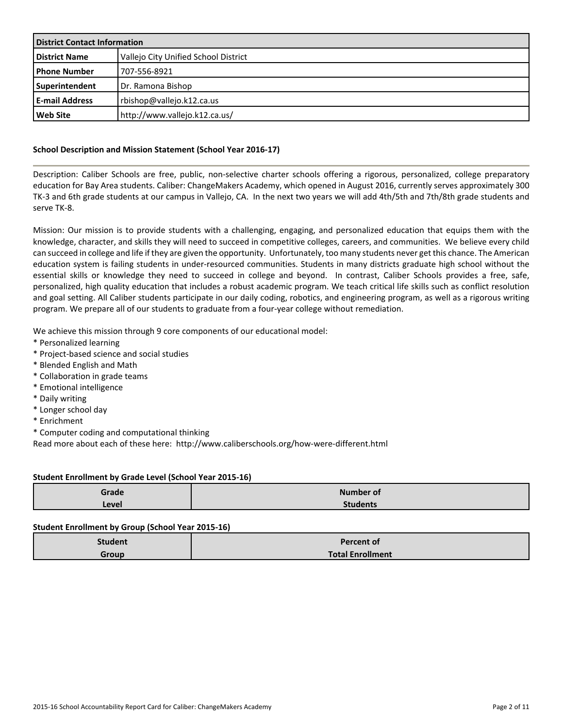| District Contact Information | |
|---|---|
| **District Name** | Vallejo City Unified School District |
| **Phone Number** | 707-556-8921 |
| **Superintendent** | Dr. Ramona Bishop |
| **E-mail Address** | rbishop@vallejo.k12.ca.us |
| **Web Site** | http://www.vallejo.k12.ca.us/ |

### School Description and Mission Statement (School Year 2016-17)

Description: Caliber Schools are free, public, non-selective charter schools offering a rigorous, personalized, college preparatory education for Bay Area students. Caliber: ChangeMakers Academy, which opened in August 2016, currently serves approximately 300 TK-3 and 6th grade students at our campus in Vallejo, CA. In the next two years we will add 4th/5th and 7th/8th grade students and serve TK-8.

Mission: Our mission is to provide students with a challenging, engaging, and personalized education that equips them with the knowledge, character, and skills they will need to succeed in competitive colleges, careers, and communities. We believe every child can succeed in college and life if they are given the opportunity. Unfortunately, too many students never get this chance. The American education system is failing students in under-resourced communities. Students in many districts graduate high school without the essential skills or knowledge they need to succeed in college and beyond. In contrast, Caliber Schools provides a free, safe, personalized, high quality education that includes a robust academic program. We teach critical life skills such as conflict resolution and goal setting. All Caliber students participate in our daily coding, robotics, and engineering program, as well as a rigorous writing program. We prepare all of our students to graduate from a four-year college without remediation.

We achieve this mission through 9 core components of our educational model:

* Personalized learning
* Project-based science and social studies
* Blended English and Math
* Collaboration in grade teams
* Emotional intelligence
* Daily writing
* Longer school day
* Enrichment
* Computer coding and computational thinking

Read more about each of these here: http://www.caliberschools.org/how-were-different.html

### Student Enrollment by Grade Level (School Year 2015-16)

| Grade Level | Number of Students |
|---|---|

### Student Enrollment by Group (School Year 2015-16)

| Student Group | Percent of Total Enrollment |
|---|---|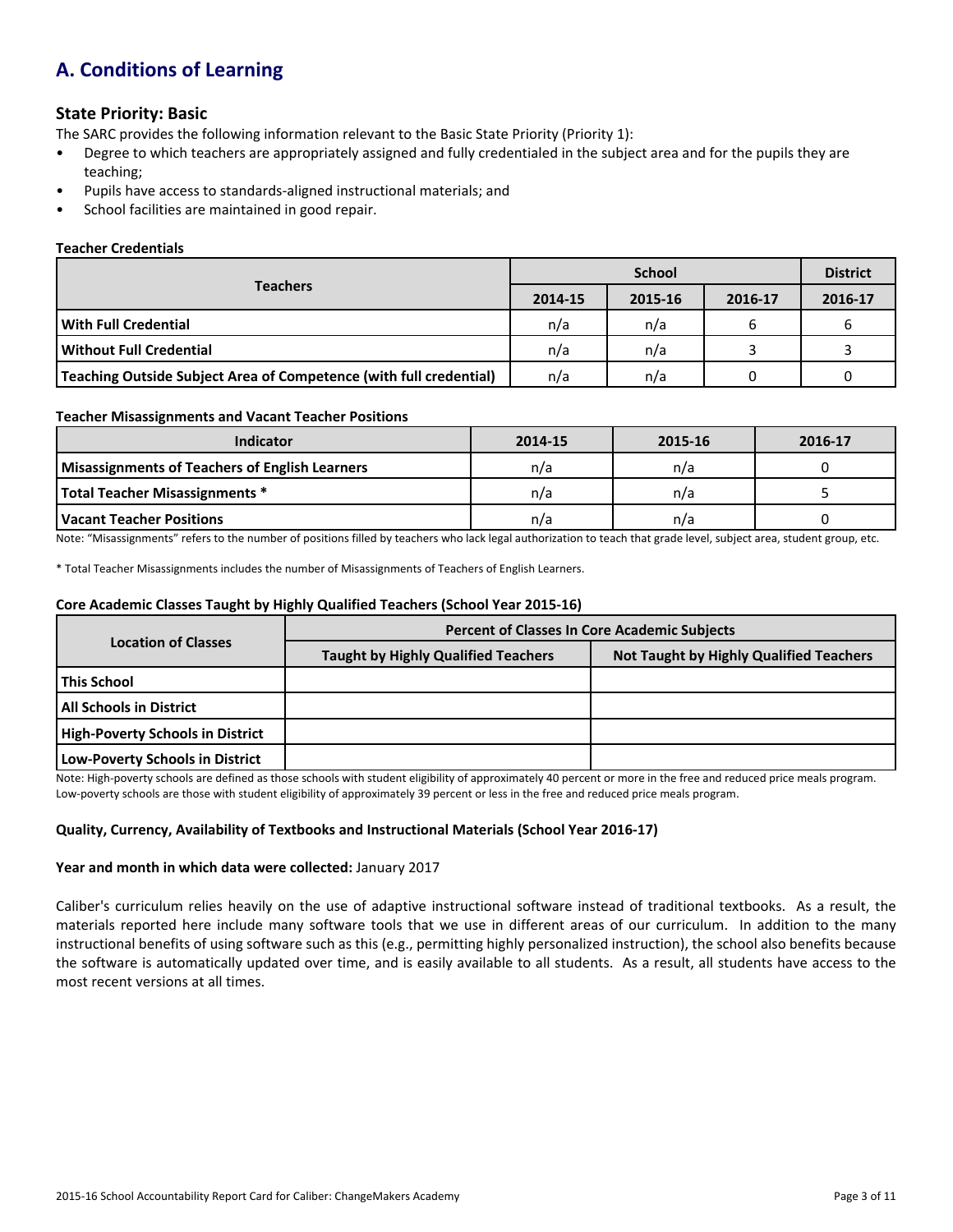# A. Conditions of Learning

## State Priority: Basic

The SARC provides the following information relevant to the Basic State Priority (Priority 1):

- Degree to which teachers are appropriately assigned and fully credentialed in the subject area and for the pupils they are teaching;
- Pupils have access to standards-aligned instructional materials; and
- School facilities are maintained in good repair.

### Teacher Credentials

| Teachers | School | | | District |
|---|---|---|---|---|
| | 2014-15 | 2015-16 | 2016-17 | 2016-17 |
| **With Full Credential** | n/a | n/a | 6 | 6 |
| **Without Full Credential** | n/a | n/a | 3 | 3 |
| **Teaching Outside Subject Area of Competence (with full credential)** | n/a | n/a | 0 | 0 |

### Teacher Misassignments and Vacant Teacher Positions

| Indicator | 2014-15 | 2015-16 | 2016-17 |
|---|---|---|---|
| **Misassignments of Teachers of English Learners** | n/a | n/a | 0 |
| **Total Teacher Misassignments** * | n/a | n/a | 5 |
| **Vacant Teacher Positions** | n/a | n/a | 0 |

Note: "Misassignments" refers to the number of positions filled by teachers who lack legal authorization to teach that grade level, subject area, student group, etc.

* Total Teacher Misassignments includes the number of Misassignments of Teachers of English Learners.

### Core Academic Classes Taught by Highly Qualified Teachers (School Year 2015-16)

| Location of Classes | Percent of Classes In Core Academic Subjects | |
|---|---|---|
| | Taught by Highly Qualified Teachers | Not Taught by Highly Qualified Teachers |
| **This School** | | |
| **All Schools in District** | | |
| **High-Poverty Schools in District** | | |
| **Low-Poverty Schools in District** | | |

Note: High-poverty schools are defined as those schools with student eligibility of approximately 40 percent or more in the free and reduced price meals program. Low-poverty schools are those with student eligibility of approximately 39 percent or less in the free and reduced price meals program.

### Quality, Currency, Availability of Textbooks and Instructional Materials (School Year 2016-17)

**Year and month in which data were collected:** January 2017

Caliber's curriculum relies heavily on the use of adaptive instructional software instead of traditional textbooks. As a result, the materials reported here include many software tools that we use in different areas of our curriculum. In addition to the many instructional benefits of using software such as this (e.g., permitting highly personalized instruction), the school also benefits because the software is automatically updated over time, and is easily available to all students. As a result, all students have access to the most recent versions at all times.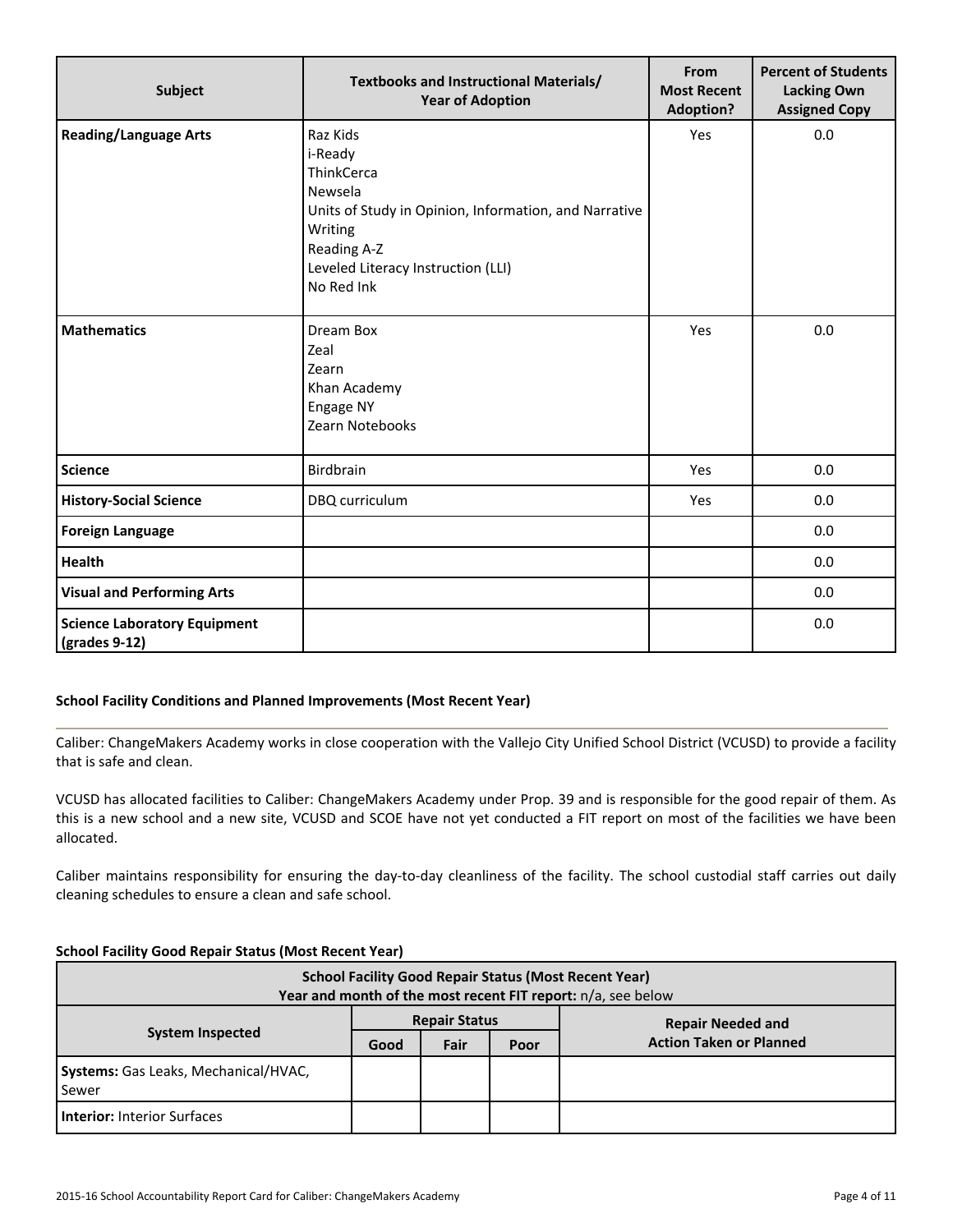| Subject | Textbooks and Instructional Materials/ Year of Adoption | From Most Recent Adoption? | Percent of Students Lacking Own Assigned Copy |
|---|---|---|---|
| **Reading/Language Arts** | Raz Kids<br>i-Ready<br>ThinkCerca<br>Newsela<br>Units of Study in Opinion, Information, and Narrative Writing<br>Reading A-Z<br>Leveled Literacy Instruction (LLI)<br>No Red Ink | Yes | 0.0 |
| **Mathematics** | Dream Box<br>Zeal<br>Zearn<br>Khan Academy<br>Engage NY<br>Zearn Notebooks | Yes | 0.0 |
| **Science** | Birdbrain | Yes | 0.0 |
| **History-Social Science** | DBQ curriculum | Yes | 0.0 |
| **Foreign Language** | | | 0.0 |
| **Health** | | | 0.0 |
| **Visual and Performing Arts** | | | 0.0 |
| **Science Laboratory Equipment (grades 9-12)** | | | 0.0 |

### School Facility Conditions and Planned Improvements (Most Recent Year)

Caliber: ChangeMakers Academy works in close cooperation with the Vallejo City Unified School District (VCUSD) to provide a facility that is safe and clean.

VCUSD has allocated facilities to Caliber: ChangeMakers Academy under Prop. 39 and is responsible for the good repair of them. As this is a new school and a new site, VCUSD and SCOE have not yet conducted a FIT report on most of the facilities we have been allocated.

Caliber maintains responsibility for ensuring the day-to-day cleanliness of the facility. The school custodial staff carries out daily cleaning schedules to ensure a clean and safe school.

### School Facility Good Repair Status (Most Recent Year)

**School Facility Good Repair Status (Most Recent Year)**
**Year and month of the most recent FIT report:** n/a, see below

| System Inspected | Repair Status | | | Repair Needed and Action Taken or Planned |
|---|---|---|---|---|
| | Good | Fair | Poor | |
| **Systems:** Gas Leaks, Mechanical/HVAC, Sewer | | | | |
| **Interior:** Interior Surfaces | | | | |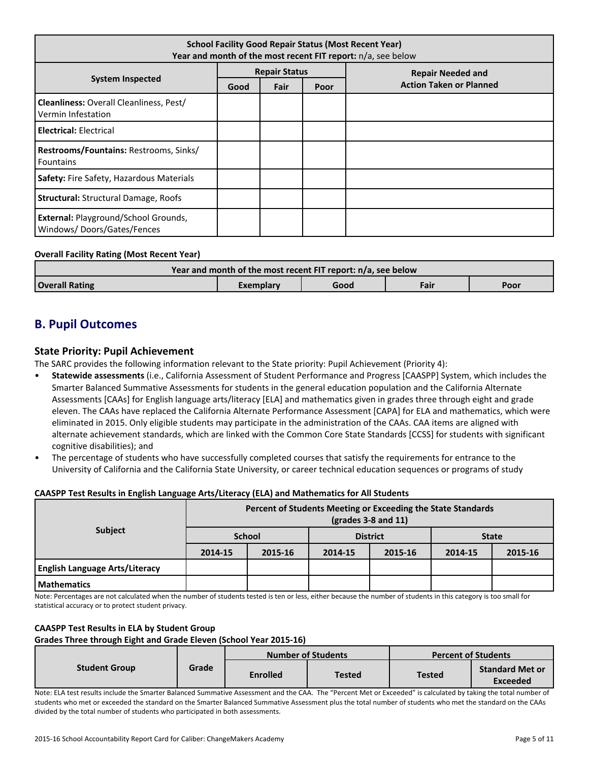| School Facility Good Repair Status (Most Recent Year) Year and month of the most recent FIT report: n/a, see below | | | | |
|---|---|---|---|---|
| System Inspected | Repair Status | | | Repair Needed and Action Taken or Planned |
| | Good | Fair | Poor | |
| **Cleanliness:** Overall Cleanliness, Pest/ Vermin Infestation | | | | |
| **Electrical:** Electrical | | | | |
| **Restrooms/Fountains:** Restrooms, Sinks/ Fountains | | | | |
| **Safety:** Fire Safety, Hazardous Materials | | | | |
| **Structural:** Structural Damage, Roofs | | | | |
| **External:** Playground/School Grounds, Windows/ Doors/Gates/Fences | | | | |

**Overall Facility Rating (Most Recent Year)**

| Year and month of the most recent FIT report: n/a, see below | | | | |
|---|---|---|---|---|
| **Overall Rating** | Exemplary | Good | Fair | Poor |

## B. Pupil Outcomes

### State Priority: Pupil Achievement

The SARC provides the following information relevant to the State priority: Pupil Achievement (Priority 4):

- **Statewide assessments** (i.e., California Assessment of Student Performance and Progress [CAASPP] System, which includes the Smarter Balanced Summative Assessments for students in the general education population and the California Alternate Assessments [CAAs] for English language arts/literacy [ELA] and mathematics given in grades three through eight and grade eleven. The CAAs have replaced the California Alternate Performance Assessment [CAPA] for ELA and mathematics, which were eliminated in 2015. Only eligible students may participate in the administration of the CAAs. CAA items are aligned with alternate achievement standards, which are linked with the Common Core State Standards [CCSS] for students with significant cognitive disabilities); and
- The percentage of students who have successfully completed courses that satisfy the requirements for entrance to the University of California and the California State University, or career technical education sequences or programs of study

**CAASPP Test Results in English Language Arts/Literacy (ELA) and Mathematics for All Students**

| Subject | Percent of Students Meeting or Exceeding the State Standards (grades 3-8 and 11) | | | | | |
|---|---|---|---|---|---|---|
| | School | | District | | State | |
| | 2014-15 | 2015-16 | 2014-15 | 2015-16 | 2014-15 | 2015-16 |
| **English Language Arts/Literacy** | | | | | | |
| **Mathematics** | | | | | | |

Note: Percentages are not calculated when the number of students tested is ten or less, either because the number of students in this category is too small for statistical accuracy or to protect student privacy.

**CAASPP Test Results in ELA by Student Group**
**Grades Three through Eight and Grade Eleven (School Year 2015-16)**

| Student Group | Grade | Number of Students | | Percent of Students | |
|---|---|---|---|---|---|
| | | Enrolled | Tested | Tested | Standard Met or Exceeded |

Note: ELA test results include the Smarter Balanced Summative Assessment and the CAA. The "Percent Met or Exceeded" is calculated by taking the total number of students who met or exceeded the standard on the Smarter Balanced Summative Assessment plus the total number of students who met the standard on the CAAs divided by the total number of students who participated in both assessments.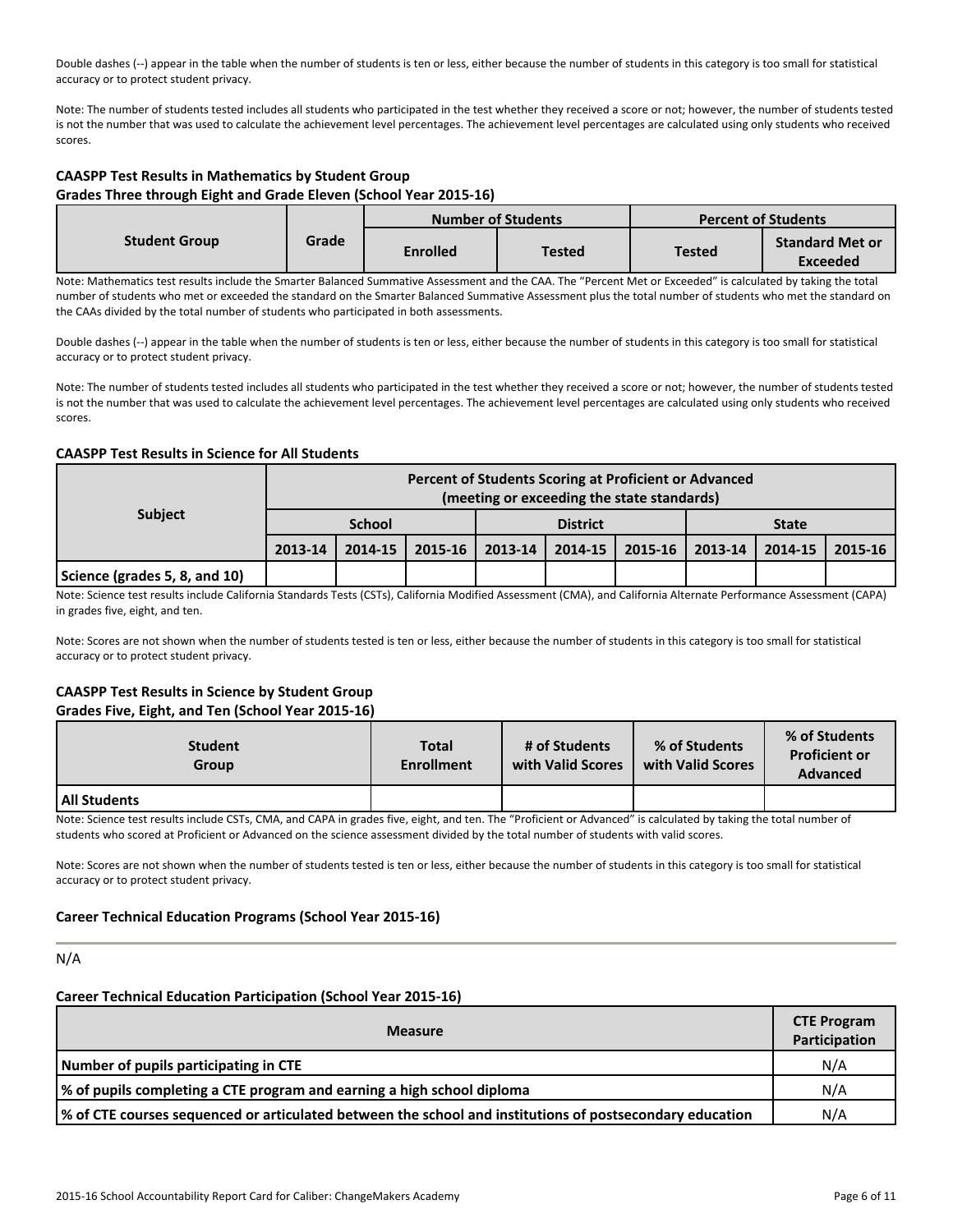Double dashes (--) appear in the table when the number of students is ten or less, either because the number of students in this category is too small for statistical accuracy or to protect student privacy.

Note: The number of students tested includes all students who participated in the test whether they received a score or not; however, the number of students tested is not the number that was used to calculate the achievement level percentages. The achievement level percentages are calculated using only students who received scores.

**CAASPP Test Results in Mathematics by Student Group**
**Grades Three through Eight and Grade Eleven (School Year 2015-16)**

| Student Group | Grade | Number of Students | | Percent of Students | |
|---|---|---|---|---|---|
| | | Enrolled | Tested | Tested | Standard Met or Exceeded |

Note: Mathematics test results include the Smarter Balanced Summative Assessment and the CAA. The "Percent Met or Exceeded" is calculated by taking the total number of students who met or exceeded the standard on the Smarter Balanced Summative Assessment plus the total number of students who met the standard on the CAAs divided by the total number of students who participated in both assessments.

Double dashes (--) appear in the table when the number of students is ten or less, either because the number of students in this category is too small for statistical accuracy or to protect student privacy.

Note: The number of students tested includes all students who participated in the test whether they received a score or not; however, the number of students tested is not the number that was used to calculate the achievement level percentages. The achievement level percentages are calculated using only students who received scores.

**CAASPP Test Results in Science for All Students**

| Subject | Percent of Students Scoring at Proficient or Advanced (meeting or exceeding the state standards) | | | | | | | | |
|---|---|---|---|---|---|---|---|---|---|
| | School | | | District | | | State | | |
| | 2013-14 | 2014-15 | 2015-16 | 2013-14 | 2014-15 | 2015-16 | 2013-14 | 2014-15 | 2015-16 |
| Science (grades 5, 8, and 10) | | | | | | | | | |

Note: Science test results include California Standards Tests (CSTs), California Modified Assessment (CMA), and California Alternate Performance Assessment (CAPA) in grades five, eight, and ten.

Note: Scores are not shown when the number of students tested is ten or less, either because the number of students in this category is too small for statistical accuracy or to protect student privacy.

**CAASPP Test Results in Science by Student Group**
**Grades Five, Eight, and Ten (School Year 2015-16)**

| Student Group | Total Enrollment | # of Students with Valid Scores | % of Students with Valid Scores | % of Students Proficient or Advanced |
|---|---|---|---|---|
| All Students | | | | |

Note: Science test results include CSTs, CMA, and CAPA in grades five, eight, and ten. The "Proficient or Advanced" is calculated by taking the total number of students who scored at Proficient or Advanced on the science assessment divided by the total number of students with valid scores.

Note: Scores are not shown when the number of students tested is ten or less, either because the number of students in this category is too small for statistical accuracy or to protect student privacy.

**Career Technical Education Programs (School Year 2015-16)**

N/A

**Career Technical Education Participation (School Year 2015-16)**

| Measure | CTE Program Participation |
|---|---|
| Number of pupils participating in CTE | N/A |
| % of pupils completing a CTE program and earning a high school diploma | N/A |
| % of CTE courses sequenced or articulated between the school and institutions of postsecondary education | N/A |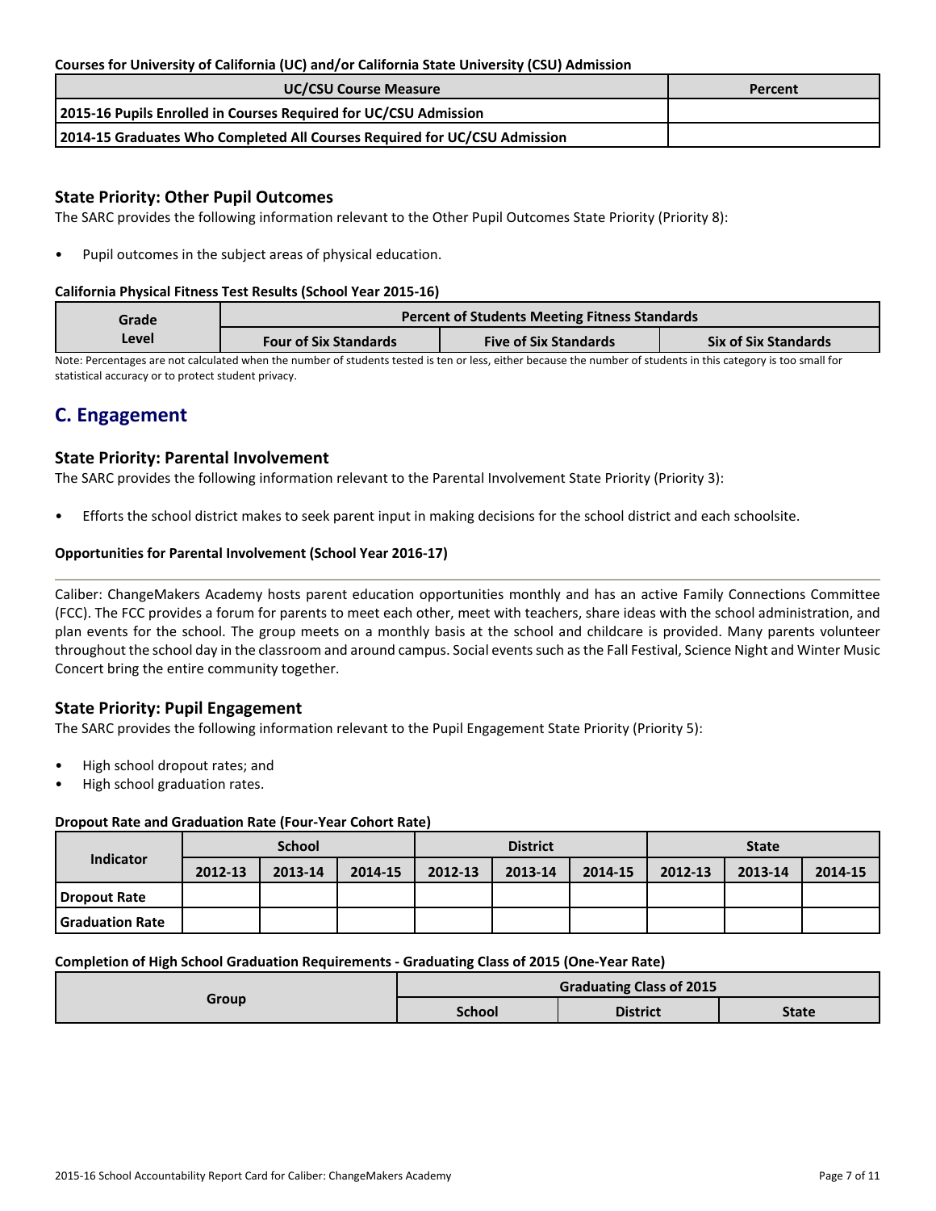**Courses for University of California (UC) and/or California State University (CSU) Admission**

| UC/CSU Course Measure | Percent |
| --- | --- |
| 2015-16 Pupils Enrolled in Courses Required for UC/CSU Admission | |
| 2014-15 Graduates Who Completed All Courses Required for UC/CSU Admission | |

### State Priority: Other Pupil Outcomes

The SARC provides the following information relevant to the Other Pupil Outcomes State Priority (Priority 8):

- Pupil outcomes in the subject areas of physical education.

**California Physical Fitness Test Results (School Year 2015-16)**

| Grade Level | Percent of Students Meeting Fitness Standards | | |
| --- | --- | --- | --- |
| | Four of Six Standards | Five of Six Standards | Six of Six Standards |

Note: Percentages are not calculated when the number of students tested is ten or less, either because the number of students in this category is too small for statistical accuracy or to protect student privacy.

## C. Engagement

### State Priority: Parental Involvement

The SARC provides the following information relevant to the Parental Involvement State Priority (Priority 3):

- Efforts the school district makes to seek parent input in making decisions for the school district and each schoolsite.

**Opportunities for Parental Involvement (School Year 2016-17)**

Caliber: ChangeMakers Academy hosts parent education opportunities monthly and has an active Family Connections Committee (FCC). The FCC provides a forum for parents to meet each other, meet with teachers, share ideas with the school administration, and plan events for the school. The group meets on a monthly basis at the school and childcare is provided. Many parents volunteer throughout the school day in the classroom and around campus. Social events such as the Fall Festival, Science Night and Winter Music Concert bring the entire community together.

### State Priority: Pupil Engagement

The SARC provides the following information relevant to the Pupil Engagement State Priority (Priority 5):

- High school dropout rates; and
- High school graduation rates.

**Dropout Rate and Graduation Rate (Four-Year Cohort Rate)**

| Indicator | School | | | District | | | State | | |
| --- | --- | --- | --- | --- | --- | --- | --- | --- | --- |
| | 2012-13 | 2013-14 | 2014-15 | 2012-13 | 2013-14 | 2014-15 | 2012-13 | 2013-14 | 2014-15 |
| Dropout Rate | | | | | | | | | |
| Graduation Rate | | | | | | | | | |

**Completion of High School Graduation Requirements - Graduating Class of 2015 (One-Year Rate)**

| Group | Graduating Class of 2015 | | |
| --- | --- | --- | --- |
| | School | District | State |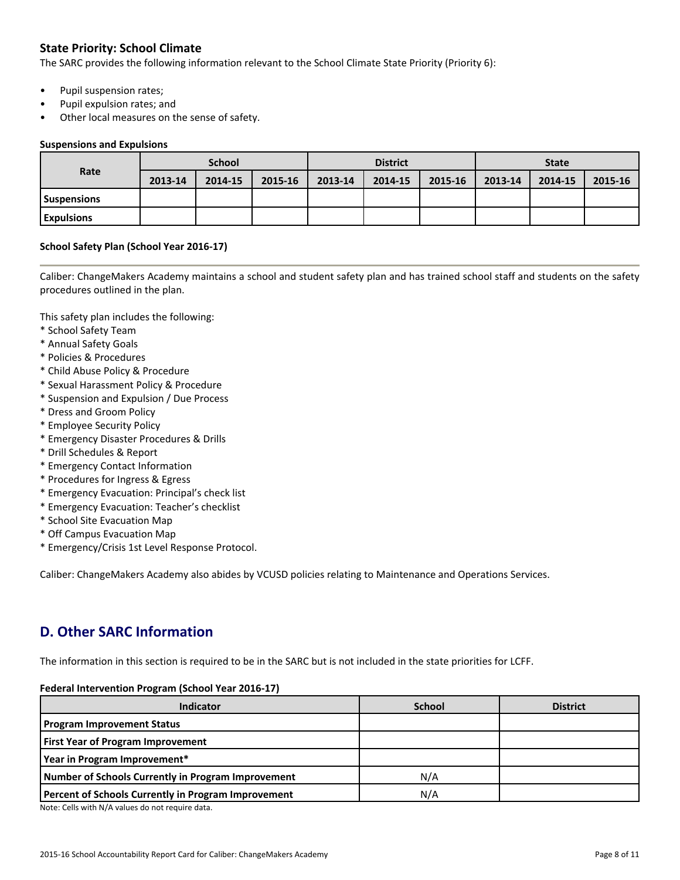### State Priority: School Climate

The SARC provides the following information relevant to the School Climate State Priority (Priority 6):

- Pupil suspension rates;
- Pupil expulsion rates; and
- Other local measures on the sense of safety.

#### Suspensions and Expulsions

| Rate | School | | | District | | | State | | |
|---|---|---|---|---|---|---|---|---|---|
| | 2013-14 | 2014-15 | 2015-16 | 2013-14 | 2014-15 | 2015-16 | 2013-14 | 2014-15 | 2015-16 |
| **Suspensions** | | | | | | | | | |
| **Expulsions** | | | | | | | | | |

#### School Safety Plan (School Year 2016-17)

Caliber: ChangeMakers Academy maintains a school and student safety plan and has trained school staff and students on the safety procedures outlined in the plan.

This safety plan includes the following:
* School Safety Team
* Annual Safety Goals
* Policies & Procedures
* Child Abuse Policy & Procedure
* Sexual Harassment Policy & Procedure
* Suspension and Expulsion / Due Process
* Dress and Groom Policy
* Employee Security Policy
* Emergency Disaster Procedures & Drills
* Drill Schedules & Report
* Emergency Contact Information
* Procedures for Ingress & Egress
* Emergency Evacuation: Principal's check list
* Emergency Evacuation: Teacher's checklist
* School Site Evacuation Map
* Off Campus Evacuation Map
* Emergency/Crisis 1st Level Response Protocol.

Caliber: ChangeMakers Academy also abides by VCUSD policies relating to Maintenance and Operations Services.

## D. Other SARC Information

The information in this section is required to be in the SARC but is not included in the state priorities for LCFF.

#### Federal Intervention Program (School Year 2016-17)

| Indicator | School | District |
|---|---|---|
| **Program Improvement Status** | | |
| **First Year of Program Improvement** | | |
| **Year in Program Improvement*** | | |
| **Number of Schools Currently in Program Improvement** | N/A | |
| **Percent of Schools Currently in Program Improvement** | N/A | |

Note: Cells with N/A values do not require data.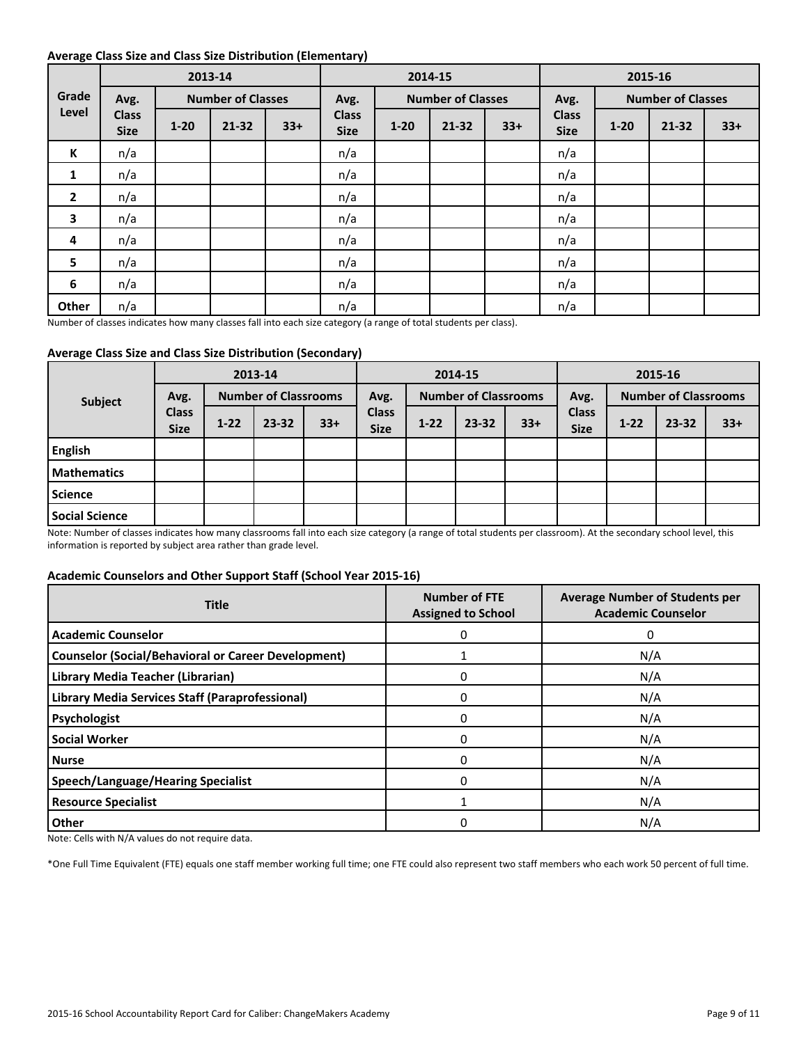**Average Class Size and Class Size Distribution (Elementary)**

| Grade Level | 2013-14 | | | | 2014-15 | | | | 2015-16 | | | |
|---|---|---|---|---|---|---|---|---|---|---|---|---|
| | Avg. Class Size | Number of Classes | | | Avg. Class Size | Number of Classes | | | Avg. Class Size | Number of Classes | | |
| | | 1-20 | 21-32 | 33+ | | 1-20 | 21-32 | 33+ | | 1-20 | 21-32 | 33+ |
| K | n/a | | | | n/a | | | | n/a | | | |
| 1 | n/a | | | | n/a | | | | n/a | | | |
| 2 | n/a | | | | n/a | | | | n/a | | | |
| 3 | n/a | | | | n/a | | | | n/a | | | |
| 4 | n/a | | | | n/a | | | | n/a | | | |
| 5 | n/a | | | | n/a | | | | n/a | | | |
| 6 | n/a | | | | n/a | | | | n/a | | | |
| Other | n/a | | | | n/a | | | | n/a | | | |

Number of classes indicates how many classes fall into each size category (a range of total students per class).

**Average Class Size and Class Size Distribution (Secondary)**

| Subject | 2013-14 | | | | 2014-15 | | | | 2015-16 | | | |
|---|---|---|---|---|---|---|---|---|---|---|---|---|
| | Avg. Class Size | Number of Classrooms | | | Avg. Class Size | Number of Classrooms | | | Avg. Class Size | Number of Classrooms | | |
| | | 1-22 | 23-32 | 33+ | | 1-22 | 23-32 | 33+ | | 1-22 | 23-32 | 33+ |
| English | | | | | | | | | | | | |
| Mathematics | | | | | | | | | | | | |
| Science | | | | | | | | | | | | |
| Social Science | | | | | | | | | | | | |

Note: Number of classes indicates how many classrooms fall into each size category (a range of total students per classroom). At the secondary school level, this information is reported by subject area rather than grade level.

**Academic Counselors and Other Support Staff (School Year 2015-16)**

| Title | Number of FTE Assigned to School | Average Number of Students per Academic Counselor |
|---|---|---|
| Academic Counselor | 0 | 0 |
| Counselor (Social/Behavioral or Career Development) | 1 | N/A |
| Library Media Teacher (Librarian) | 0 | N/A |
| Library Media Services Staff (Paraprofessional) | 0 | N/A |
| Psychologist | 0 | N/A |
| Social Worker | 0 | N/A |
| Nurse | 0 | N/A |
| Speech/Language/Hearing Specialist | 0 | N/A |
| Resource Specialist | 1 | N/A |
| Other | 0 | N/A |

Note: Cells with N/A values do not require data.

*One Full Time Equivalent (FTE) equals one staff member working full time; one FTE could also represent two staff members who each work 50 percent of full time.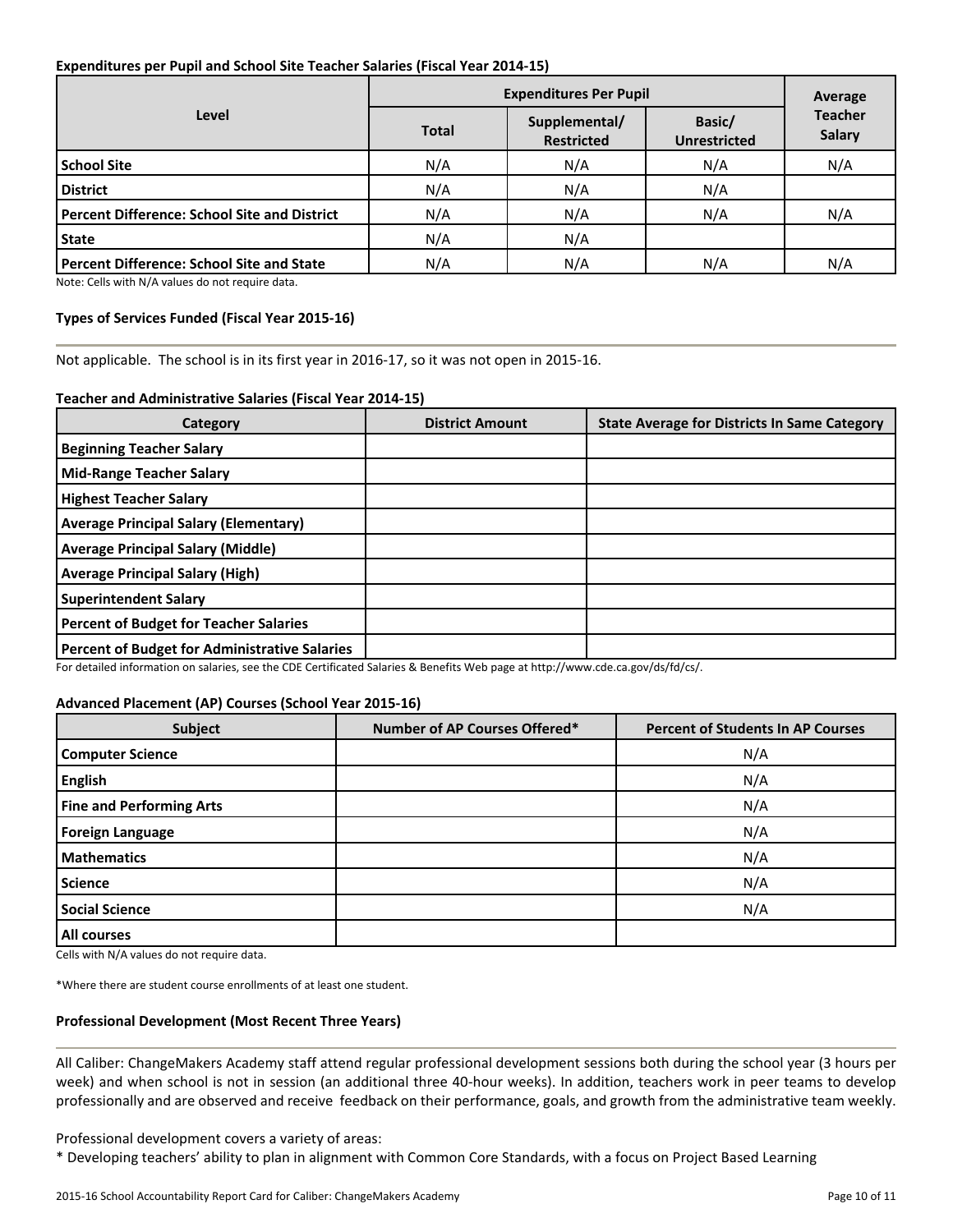### Expenditures per Pupil and School Site Teacher Salaries (Fiscal Year 2014-15)

| Level | Expenditures Per Pupil | | | Average Teacher Salary |
|---|---|---|---|---|
| | Total | Supplemental/ Restricted | Basic/ Unrestricted | |
| **School Site** | N/A | N/A | N/A | N/A |
| **District** | N/A | N/A | N/A | |
| **Percent Difference: School Site and District** | N/A | N/A | N/A | N/A |
| **State** | N/A | N/A | | |
| **Percent Difference: School Site and State** | N/A | N/A | N/A | N/A |

Note: Cells with N/A values do not require data.

### Types of Services Funded (Fiscal Year 2015-16)

Not applicable. The school is in its first year in 2016-17, so it was not open in 2015-16.

### Teacher and Administrative Salaries (Fiscal Year 2014-15)

| Category | District Amount | State Average for Districts In Same Category |
|---|---|---|
| **Beginning Teacher Salary** | | |
| **Mid-Range Teacher Salary** | | |
| **Highest Teacher Salary** | | |
| **Average Principal Salary (Elementary)** | | |
| **Average Principal Salary (Middle)** | | |
| **Average Principal Salary (High)** | | |
| **Superintendent Salary** | | |
| **Percent of Budget for Teacher Salaries** | | |
| **Percent of Budget for Administrative Salaries** | | |

For detailed information on salaries, see the CDE Certificated Salaries & Benefits Web page at http://www.cde.ca.gov/ds/fd/cs/.

### Advanced Placement (AP) Courses (School Year 2015-16)

| Subject | Number of AP Courses Offered* | Percent of Students In AP Courses |
|---|---|---|
| **Computer Science** | | N/A |
| **English** | | N/A |
| **Fine and Performing Arts** | | N/A |
| **Foreign Language** | | N/A |
| **Mathematics** | | N/A |
| **Science** | | N/A |
| **Social Science** | | N/A |
| **All courses** | | |

Cells with N/A values do not require data.

*Where there are student course enrollments of at least one student.

### Professional Development (Most Recent Three Years)

All Caliber: ChangeMakers Academy staff attend regular professional development sessions both during the school year (3 hours per week) and when school is not in session (an additional three 40-hour weeks). In addition, teachers work in peer teams to develop professionally and are observed and receive feedback on their performance, goals, and growth from the administrative team weekly.

Professional development covers a variety of areas:

* Developing teachers' ability to plan in alignment with Common Core Standards, with a focus on Project Based Learning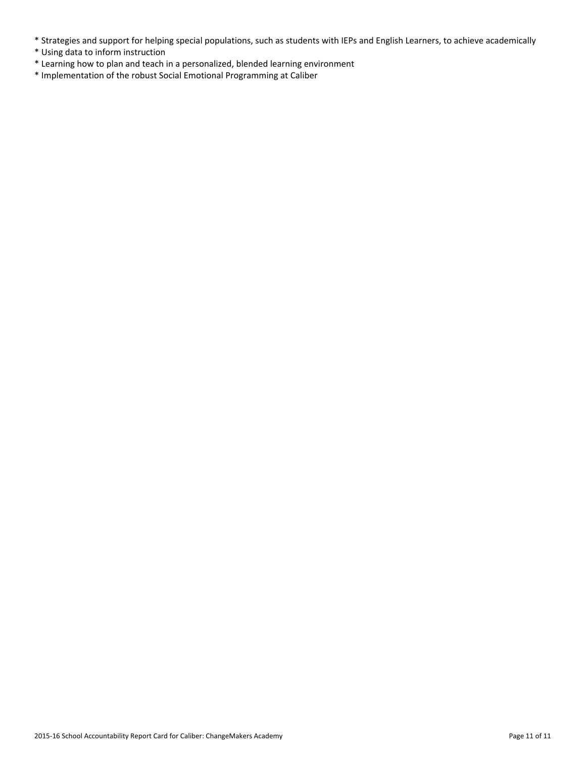* Strategies and support for helping special populations, such as students with IEPs and English Learners, to achieve academically
* Using data to inform instruction
* Learning how to plan and teach in a personalized, blended learning environment
* Implementation of the robust Social Emotional Programming at Caliber